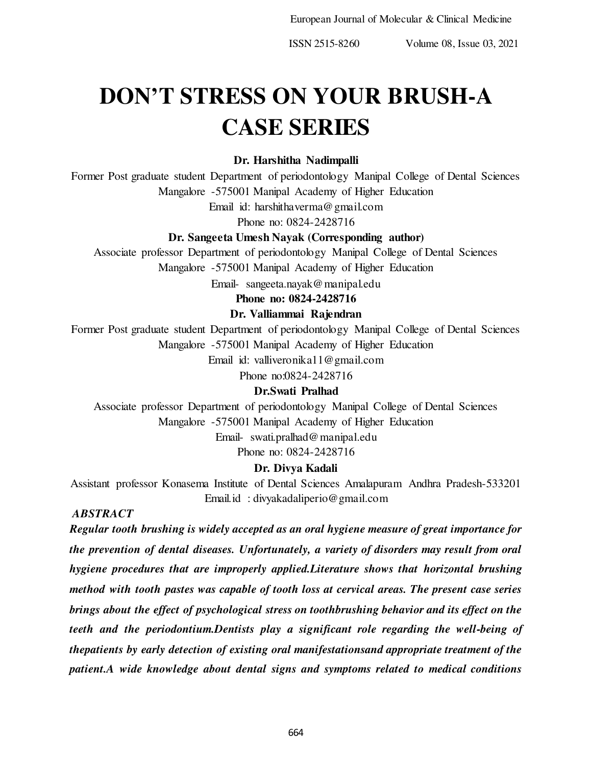# DON'T STRESS ON YOUR BRUSH-A CASE SERIES

**Dr. Harshitha Nadimpalli**

Former Post graduate student Department of periodontology Manipal College of Dental Sciences Mangalore -575001 Manipal Academy of Higher Education

Email id: harshithaverma@gmail.com

Phone no: 0824-2428716

**Dr. Sangeeta Umesh Nayak (Corresponding author)**

Associate professor Department of periodontology Manipal College of Dental Sciences Mangalore -575001 Manipal Academy of Higher Education

Email- sangeeta.nayak@manipal.edu

**Phone no: 0824-2428716**

**Dr. Valliammai Rajendran**

Former Post graduate student Department of periodontology Manipal College of Dental Sciences Mangalore -575001 Manipal Academy of Higher Education

Email id: valliveronika11@gmail.com

Phone no:0824-2428716

**Dr.Swati Pralhad**

Associate professor Department of periodontology Manipal College of Dental Sciences Mangalore -575001 Manipal Academy of Higher Education

Email- swati.pralhad@manipal.edu

Phone no: 0824-2428716

**Dr. Divya Kadali**

Assistant professor Konasema Institute of Dental Sciences Amalapuram Andhra Pradesh-533201

Email.id : divyakadaliperio@gmail.com

***ABSTRACT***

***Regular tooth brushing is widely accepted as an oral hygiene measure of great importance for the prevention of dental diseases. Unfortunately, a variety of disorders may result from oral hygiene procedures that are improperly applied.Literature shows that horizontal brushing method with tooth pastes was capable of tooth loss at cervical areas. The present case series brings about the effect of psychological stress on toothbrushing behavior and its effect on the teeth and the periodontium.Dentists play a significant role regarding the well-being of thepatients by early detection of existing oral manifestationsand appropriate treatment of the patient.A wide knowledge about dental signs and symptoms related to medical conditions***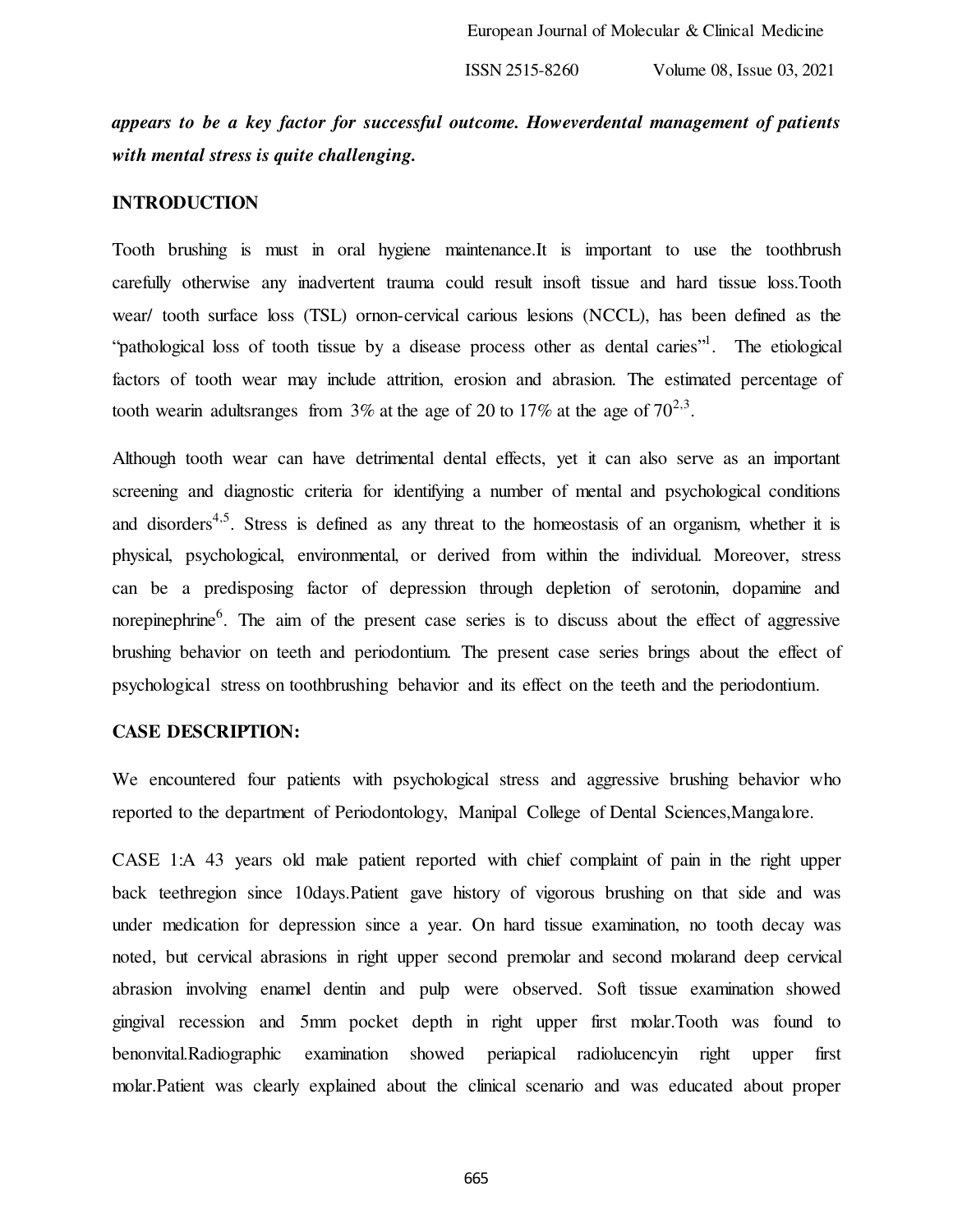***appears to be a key factor for successful outcome. Howeverdental management of patients with mental stress is quite challenging.***

## INTRODUCTION

Tooth brushing is must in oral hygiene maintenance.It is important to use the toothbrush carefully otherwise any inadvertent trauma could result insoft tissue and hard tissue loss.Tooth wear/ tooth surface loss (TSL) ornon-cervical carious lesions (NCCL), has been defined as the "pathological loss of tooth tissue by a disease process other as dental caries"[1]. The etiological factors of tooth wear may include attrition, erosion and abrasion. The estimated percentage of tooth wearin adultsranges from 3% at the age of 20 to 17% at the age of 70[2,3].

Although tooth wear can have detrimental dental effects, yet it can also serve as an important screening and diagnostic criteria for identifying a number of mental and psychological conditions and disorders[4,5]. Stress is defined as any threat to the homeostasis of an organism, whether it is physical, psychological, environmental, or derived from within the individual. Moreover, stress can be a predisposing factor of depression through depletion of serotonin, dopamine and norepinephrine[6]. The aim of the present case series is to discuss about the effect of aggressive brushing behavior on teeth and periodontium. The present case series brings about the effect of psychological stress on toothbrushing behavior and its effect on the teeth and the periodontium.

## CASE DESCRIPTION:

We encountered four patients with psychological stress and aggressive brushing behavior who reported to the department of Periodontology, Manipal College of Dental Sciences,Mangalore.

CASE 1:A 43 years old male patient reported with chief complaint of pain in the right upper back teethregion since 10days.Patient gave history of vigorous brushing on that side and was under medication for depression since a year. On hard tissue examination, no tooth decay was noted, but cervical abrasions in right upper second premolar and second molarand deep cervical abrasion involving enamel dentin and pulp were observed. Soft tissue examination showed gingival recession and 5mm pocket depth in right upper first molar.Tooth was found to benonvital.Radiographic examination showed periapical radiolucencyin right upper first molar.Patient was clearly explained about the clinical scenario and was educated about proper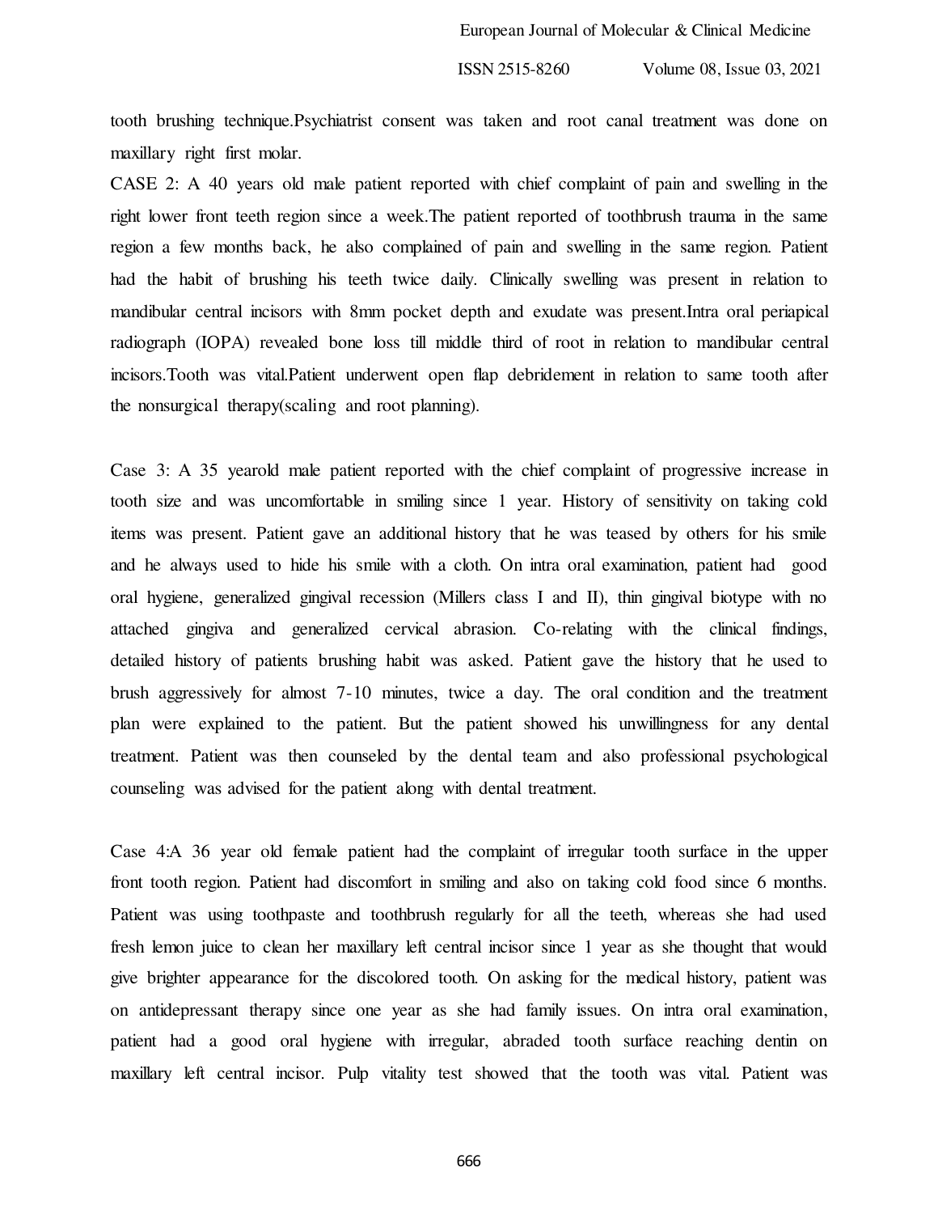tooth brushing technique.Psychiatrist consent was taken and root canal treatment was done on maxillary right first molar.

CASE 2: A 40 years old male patient reported with chief complaint of pain and swelling in the right lower front teeth region since a week.The patient reported of toothbrush trauma in the same region a few months back, he also complained of pain and swelling in the same region. Patient had the habit of brushing his teeth twice daily. Clinically swelling was present in relation to mandibular central incisors with 8mm pocket depth and exudate was present.Intra oral periapical radiograph (IOPA) revealed bone loss till middle third of root in relation to mandibular central incisors.Tooth was vital.Patient underwent open flap debridement in relation to same tooth after the nonsurgical therapy(scaling and root planning).

Case 3: A 35 yearold male patient reported with the chief complaint of progressive increase in tooth size and was uncomfortable in smiling since 1 year. History of sensitivity on taking cold items was present. Patient gave an additional history that he was teased by others for his smile and he always used to hide his smile with a cloth. On intra oral examination, patient had good oral hygiene, generalized gingival recession (Millers class I and II), thin gingival biotype with no attached gingiva and generalized cervical abrasion. Co-relating with the clinical findings, detailed history of patients brushing habit was asked. Patient gave the history that he used to brush aggressively for almost 7-10 minutes, twice a day. The oral condition and the treatment plan were explained to the patient. But the patient showed his unwillingness for any dental treatment. Patient was then counseled by the dental team and also professional psychological counseling was advised for the patient along with dental treatment.

Case 4:A 36 year old female patient had the complaint of irregular tooth surface in the upper front tooth region. Patient had discomfort in smiling and also on taking cold food since 6 months. Patient was using toothpaste and toothbrush regularly for all the teeth, whereas she had used fresh lemon juice to clean her maxillary left central incisor since 1 year as she thought that would give brighter appearance for the discolored tooth. On asking for the medical history, patient was on antidepressant therapy since one year as she had family issues. On intra oral examination, patient had a good oral hygiene with irregular, abraded tooth surface reaching dentin on maxillary left central incisor. Pulp vitality test showed that the tooth was vital. Patient was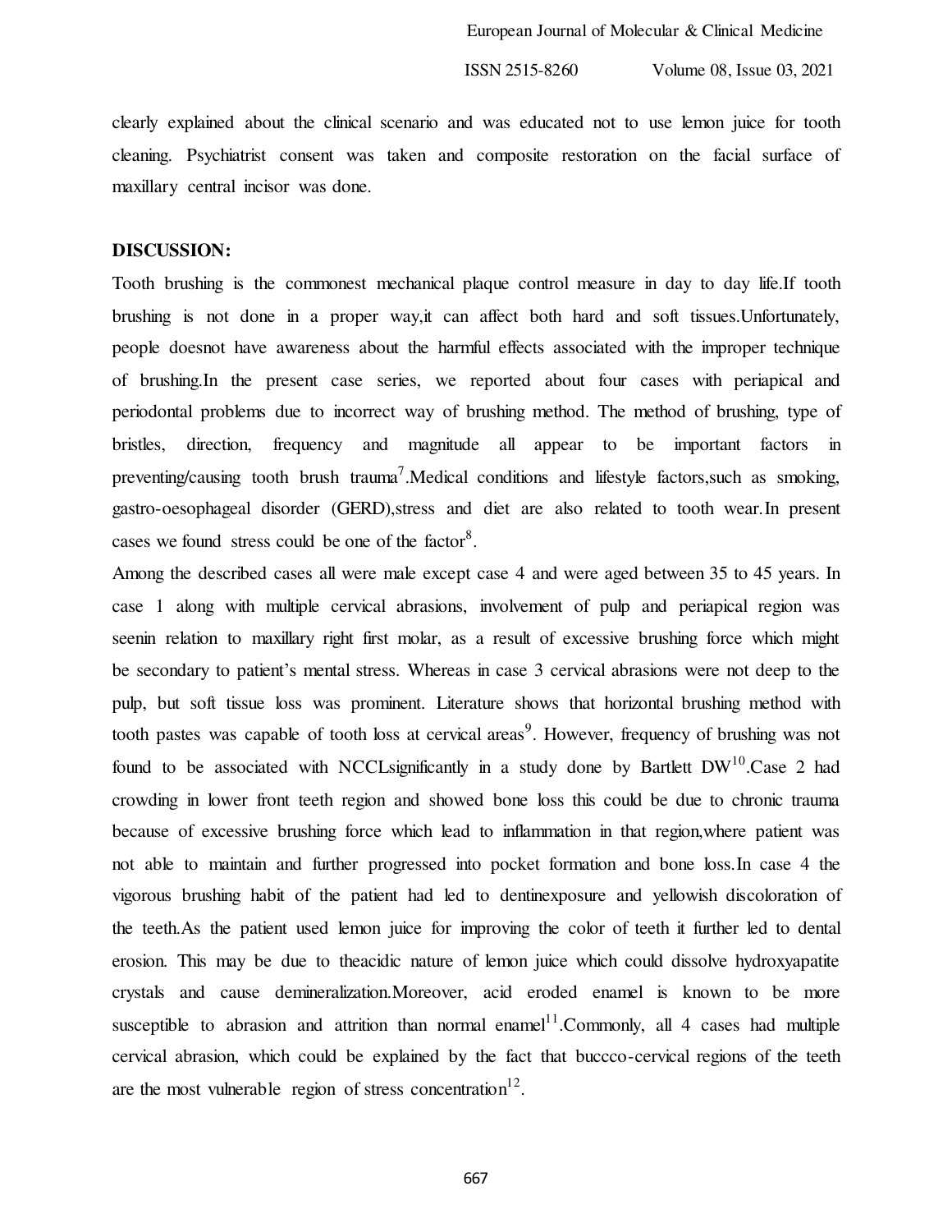clearly explained about the clinical scenario and was educated not to use lemon juice for tooth cleaning. Psychiatrist consent was taken and composite restoration on the facial surface of maxillary central incisor was done.

## DISCUSSION:

Tooth brushing is the commonest mechanical plaque control measure in day to day life.If tooth brushing is not done in a proper way,it can affect both hard and soft tissues.Unfortunately, people doesnot have awareness about the harmful effects associated with the improper technique of brushing.In the present case series, we reported about four cases with periapical and periodontal problems due to incorrect way of brushing method. The method of brushing, type of bristles, direction, frequency and magnitude all appear to be important factors in preventing/causing tooth brush trauma[7].Medical conditions and lifestyle factors,such as smoking, gastro-oesophageal disorder (GERD),stress and diet are also related to tooth wear.In present cases we found stress could be one of the factor[8].

Among the described cases all were male except case 4 and were aged between 35 to 45 years. In case 1 along with multiple cervical abrasions, involvement of pulp and periapical region was seenin relation to maxillary right first molar, as a result of excessive brushing force which might be secondary to patient's mental stress. Whereas in case 3 cervical abrasions were not deep to the pulp, but soft tissue loss was prominent. Literature shows that horizontal brushing method with tooth pastes was capable of tooth loss at cervical areas[9]. However, frequency of brushing was not found to be associated with NCCLsignificantly in a study done by Bartlett DW[10].Case 2 had crowding in lower front teeth region and showed bone loss this could be due to chronic trauma because of excessive brushing force which lead to inflammation in that region,where patient was not able to maintain and further progressed into pocket formation and bone loss.In case 4 the vigorous brushing habit of the patient had led to dentinexposure and yellowish discoloration of the teeth.As the patient used lemon juice for improving the color of teeth it further led to dental erosion. This may be due to theacidic nature of lemon juice which could dissolve hydroxyapatite crystals and cause demineralization.Moreover, acid eroded enamel is known to be more susceptible to abrasion and attrition than normal enamel[11].Commonly, all 4 cases had multiple cervical abrasion, which could be explained by the fact that buccco-cervical regions of the teeth are the most vulnerable region of stress concentration[12].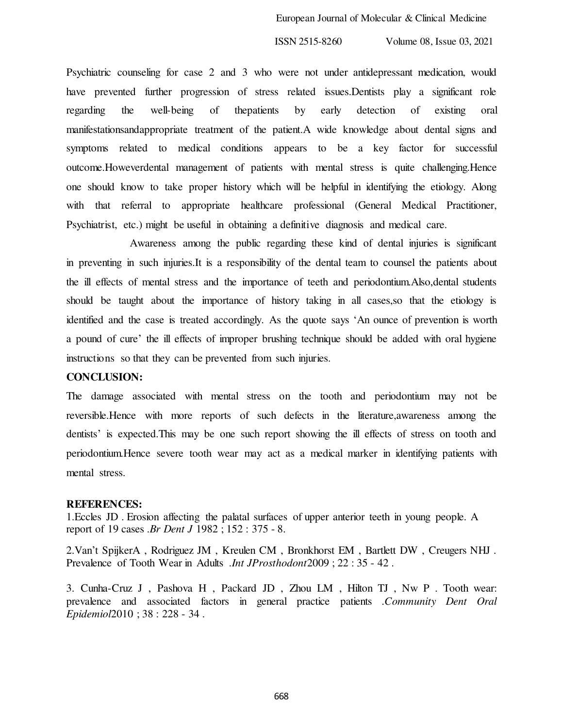Psychiatric counseling for case 2 and 3 who were not under antidepressant medication, would have prevented further progression of stress related issues.Dentists play a significant role regarding the well-being of thepatients by early detection of existing oral manifestationsandappropriate treatment of the patient.A wide knowledge about dental signs and symptoms related to medical conditions appears to be a key factor for successful outcome.Howeverdental management of patients with mental stress is quite challenging.Hence one should know to take proper history which will be helpful in identifying the etiology. Along with that referral to appropriate healthcare professional (General Medical Practitioner, Psychiatrist, etc.) might be useful in obtaining a definitive diagnosis and medical care.

Awareness among the public regarding these kind of dental injuries is significant in preventing in such injuries.It is a responsibility of the dental team to counsel the patients about the ill effects of mental stress and the importance of teeth and periodontium.Also,dental students should be taught about the importance of history taking in all cases,so that the etiology is identified and the case is treated accordingly. As the quote says 'An ounce of prevention is worth a pound of cure' the ill effects of improper brushing technique should be added with oral hygiene instructions so that they can be prevented from such injuries.

**CONCLUSION:**

The damage associated with mental stress on the tooth and periodontium may not be reversible.Hence with more reports of such defects in the literature,awareness among the dentists' is expected.This may be one such report showing the ill effects of stress on tooth and periodontium.Hence severe tooth wear may act as a medical marker in identifying patients with mental stress.

**REFERENCES:**

1.Eccles JD . Erosion affecting the palatal surfaces of upper anterior teeth in young people. A report of 19 cases .*Br Dent J* 1982 ; 152 : 375 - 8.

2.Van't SpijkerA , Rodriguez JM , Kreulen CM , Bronkhorst EM , Bartlett DW , Creugers NHJ . Prevalence of Tooth Wear in Adults .*Int JProsthodont*2009 ; 22 : 35 - 42 .

3. Cunha-Cruz J , Pashova H , Packard JD , Zhou LM , Hilton TJ , Nw P . Tooth wear: prevalence and associated factors in general practice patients .*Community Dent Oral Epidemiol*2010 ; 38 : 228 - 34 .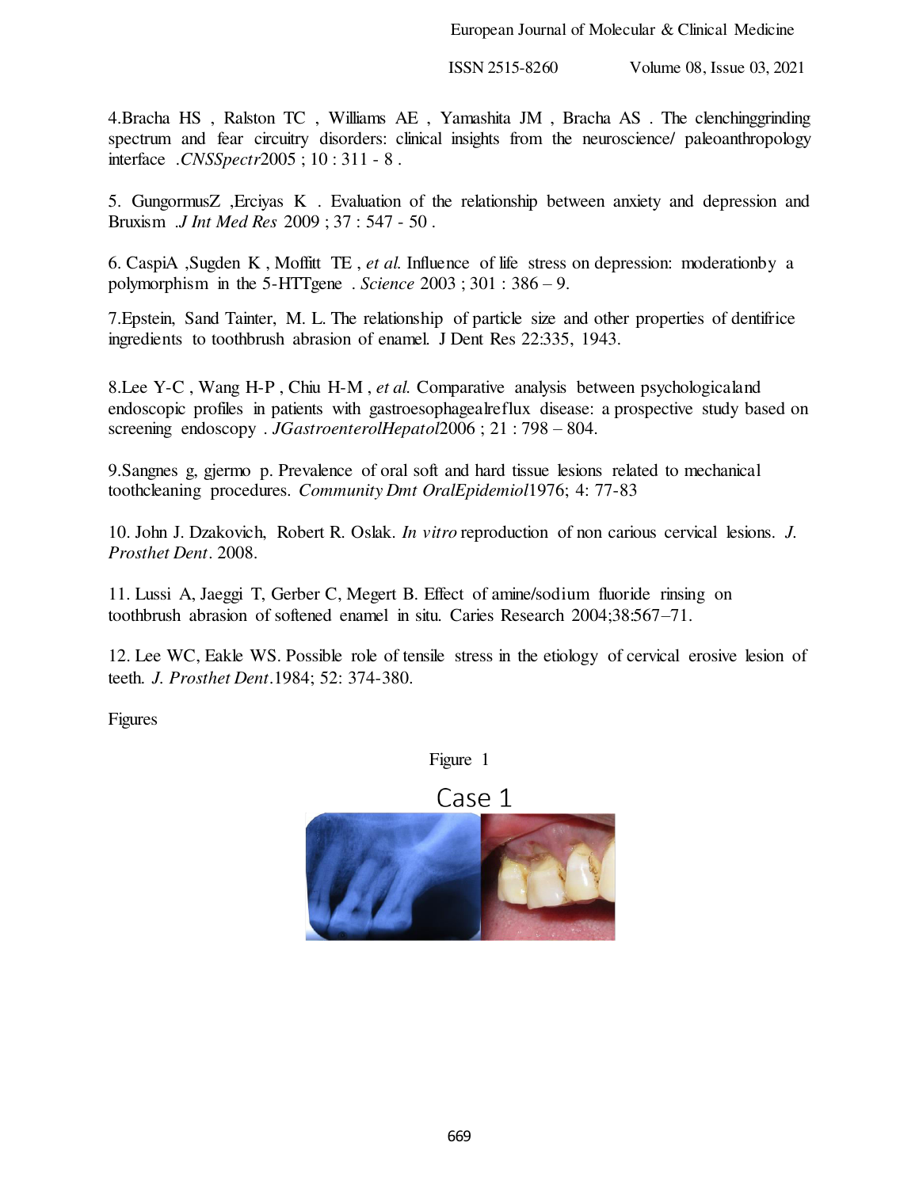4.Bracha HS , Ralston TC , Williams AE , Yamashita JM , Bracha AS . The clenchinggrinding spectrum and fear circuitry disorders: clinical insights from the neuroscience/ paleoanthropology interface .*CNSSpectr*2005 ; 10 : 311 - 8 .

5. GungormusZ ,Erciyas K . Evaluation of the relationship between anxiety and depression and Bruxism .*J Int Med Res* 2009 ; 37 : 547 - 50 .

6. CaspiA ,Sugden K , Moffitt TE , *et al.* Influence of life stress on depression: moderationby a polymorphism in the 5-HTTgene . *Science* 2003 ; 301 : 386 – 9.

7.Epstein, Sand Tainter, M. L. The relationship of particle size and other properties of dentifrice ingredients to toothbrush abrasion of enamel. J Dent Res 22:335, 1943.

8.Lee Y-C , Wang H-P , Chiu H-M , *et al.* Comparative analysis between psychologicaland endoscopic profiles in patients with gastroesophagealreflux disease: a prospective study based on screening endoscopy . *JGastroenterolHepatol*2006 ; 21 : 798 – 804.

9.Sangnes g, gjermo p. Prevalence of oral soft and hard tissue lesions related to mechanical toothcleaning procedures. *Community Dmt OralEpidemiol*1976; 4: 77-83

10. John J. Dzakovich, Robert R. Oslak. *In vitro* reproduction of non carious cervical lesions. *J. Prosthet Dent*. 2008.

11. Lussi A, Jaeggi T, Gerber C, Megert B. Effect of amine/sodium fluoride rinsing on toothbrush abrasion of softened enamel in situ. Caries Research 2004;38:567–71.

12. Lee WC, Eakle WS. Possible role of tensile stress in the etiology of cervical erosive lesion of teeth. *J. Prosthet Dent*.1984; 52: 374-380.

Figures

Figure 1

Case 1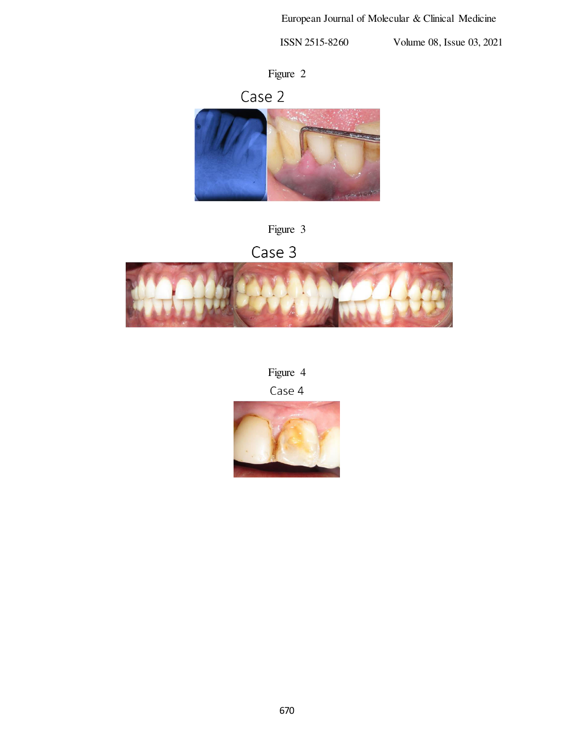Figure 2

Case 2

Figure 3

Case 3

Figure 4

Case 4